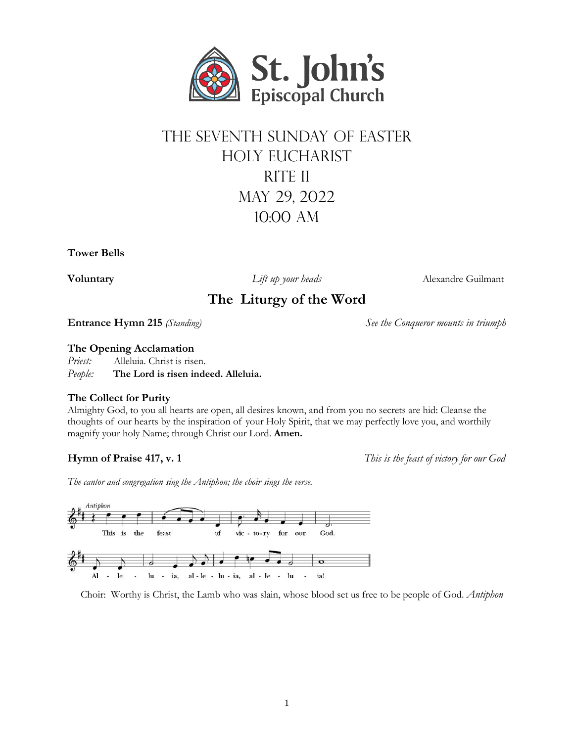St. John's Episcopal Church

# The Seventh Sunday of Easter
# Holy Eucharist
# Rite II
# May 29, 2022
# 10:00 AM

**Tower Bells**

**Voluntary** *Lift up your heads* Alexandre Guilmant

## The Liturgy of the Word

**Entrance Hymn 215** *(Standing)* *See the Conqueror mounts in triumph*

**The Opening Acclamation**
*Priest:* Alleluia. Christ is risen.
*People:* **The Lord is risen indeed. Alleluia.**

**The Collect for Purity**
Almighty God, to you all hearts are open, all desires known, and from you no secrets are hid: Cleanse the thoughts of our hearts by the inspiration of your Holy Spirit, that we may perfectly love you, and worthily magnify your holy Name; through Christ our Lord. **Amen.**

**Hymn of Praise 417, v. 1** *This is the feast of victory for our God*

*The cantor and congregation sing the Antiphon; the choir sings the verse.*

*Antiphon*
This is the feast of victory for our God.
Alleluia, alleluia, alleluia!

Choir: Worthy is Christ, the Lamb who was slain, whose blood set us free to be people of God. *Antiphon*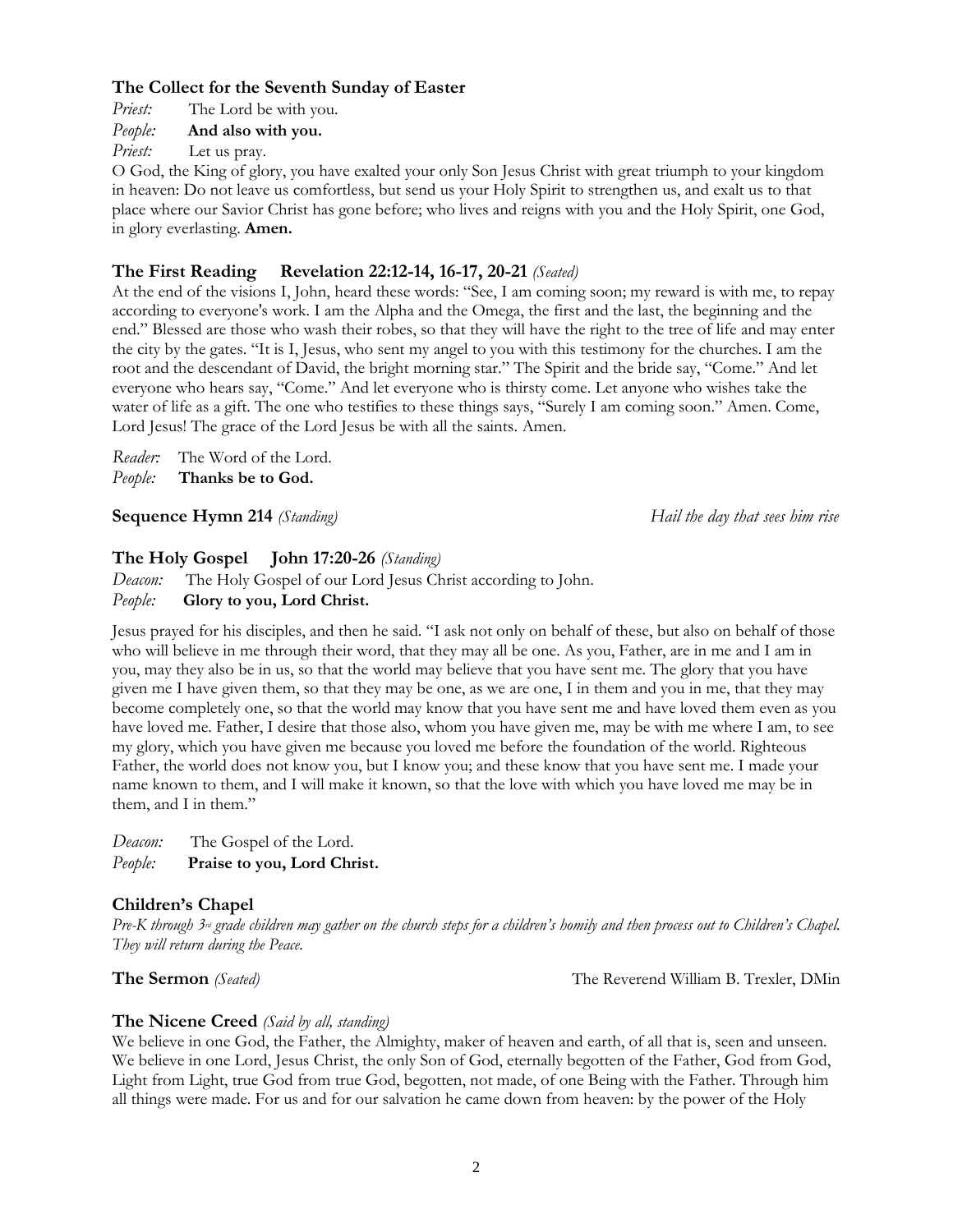### The Collect for the Seventh Sunday of Easter

*Priest:* The Lord be with you.
*People:* **And also with you.**
*Priest:* Let us pray.

O God, the King of glory, you have exalted your only Son Jesus Christ with great triumph to your kingdom in heaven: Do not leave us comfortless, but send us your Holy Spirit to strengthen us, and exalt us to that place where our Savior Christ has gone before; who lives and reigns with you and the Holy Spirit, one God, in glory everlasting. **Amen.**

### The First Reading Revelation 22:12-14, 16-17, 20-21 *(Seated)*

At the end of the visions I, John, heard these words: "See, I am coming soon; my reward is with me, to repay according to everyone's work. I am the Alpha and the Omega, the first and the last, the beginning and the end." Blessed are those who wash their robes, so that they will have the right to the tree of life and may enter the city by the gates. "It is I, Jesus, who sent my angel to you with this testimony for the churches. I am the root and the descendant of David, the bright morning star." The Spirit and the bride say, "Come." And let everyone who hears say, "Come." And let everyone who is thirsty come. Let anyone who wishes take the water of life as a gift. The one who testifies to these things says, "Surely I am coming soon." Amen. Come, Lord Jesus! The grace of the Lord Jesus be with all the saints. Amen.

*Reader:* The Word of the Lord.
*People:* **Thanks be to God.**

**Sequence Hymn 214** *(Standing)* *Hail the day that sees him rise*

### The Holy Gospel John 17:20-26 *(Standing)*

*Deacon:* The Holy Gospel of our Lord Jesus Christ according to John.
*People:* **Glory to you, Lord Christ.**

Jesus prayed for his disciples, and then he said. "I ask not only on behalf of these, but also on behalf of those who will believe in me through their word, that they may all be one. As you, Father, are in me and I am in you, may they also be in us, so that the world may believe that you have sent me. The glory that you have given me I have given them, so that they may be one, as we are one, I in them and you in me, that they may become completely one, so that the world may know that you have sent me and have loved them even as you have loved me. Father, I desire that those also, whom you have given me, may be with me where I am, to see my glory, which you have given me because you loved me before the foundation of the world. Righteous Father, the world does not know you, but I know you; and these know that you have sent me. I made your name known to them, and I will make it known, so that the love with which you have loved me may be in them, and I in them."

*Deacon:* The Gospel of the Lord.
*People:* **Praise to you, Lord Christ.**

### Children's Chapel

*Pre-K through 3rd grade children may gather on the church steps for a children's homily and then process out to Children's Chapel. They will return during the Peace.*

**The Sermon** *(Seated)* The Reverend William B. Trexler, DMin

### The Nicene Creed *(Said by all, standing)*

We believe in one God, the Father, the Almighty, maker of heaven and earth, of all that is, seen and unseen. We believe in one Lord, Jesus Christ, the only Son of God, eternally begotten of the Father, God from God, Light from Light, true God from true God, begotten, not made, of one Being with the Father. Through him all things were made. For us and for our salvation he came down from heaven: by the power of the Holy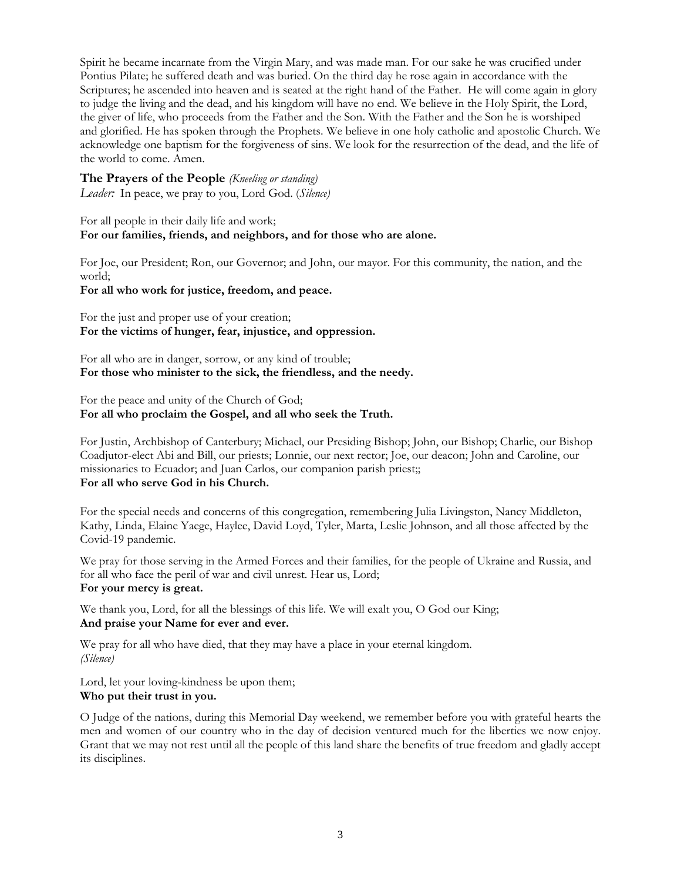Spirit he became incarnate from the Virgin Mary, and was made man. For our sake he was crucified under Pontius Pilate; he suffered death and was buried. On the third day he rose again in accordance with the Scriptures; he ascended into heaven and is seated at the right hand of the Father. He will come again in glory to judge the living and the dead, and his kingdom will have no end. We believe in the Holy Spirit, the Lord, the giver of life, who proceeds from the Father and the Son. With the Father and the Son he is worshiped and glorified. He has spoken through the Prophets. We believe in one holy catholic and apostolic Church. We acknowledge one baptism for the forgiveness of sins. We look for the resurrection of the dead, and the life of the world to come. Amen.

**The Prayers of the People** *(Kneeling or standing)*

*Leader:* In peace, we pray to you, Lord God. (*Silence)*

For all people in their daily life and work;
**For our families, friends, and neighbors, and for those who are alone.**

For Joe, our President; Ron, our Governor; and John, our mayor. For this community, the nation, and the world;
**For all who work for justice, freedom, and peace.**

For the just and proper use of your creation;
**For the victims of hunger, fear, injustice, and oppression.**

For all who are in danger, sorrow, or any kind of trouble;
**For those who minister to the sick, the friendless, and the needy.**

For the peace and unity of the Church of God;
**For all who proclaim the Gospel, and all who seek the Truth.**

For Justin, Archbishop of Canterbury; Michael, our Presiding Bishop; John, our Bishop; Charlie, our Bishop Coadjutor-elect Abi and Bill, our priests; Lonnie, our next rector; Joe, our deacon; John and Caroline, our missionaries to Ecuador; and Juan Carlos, our companion parish priest;;
**For all who serve God in his Church.**

For the special needs and concerns of this congregation, remembering Julia Livingston, Nancy Middleton, Kathy, Linda, Elaine Yaege, Haylee, David Loyd, Tyler, Marta, Leslie Johnson, and all those affected by the Covid-19 pandemic.

We pray for those serving in the Armed Forces and their families, for the people of Ukraine and Russia, and for all who face the peril of war and civil unrest. Hear us, Lord;
**For your mercy is great.**

We thank you, Lord, for all the blessings of this life. We will exalt you, O God our King;
**And praise your Name for ever and ever.**

We pray for all who have died, that they may have a place in your eternal kingdom.
*(Silence)*

Lord, let your loving-kindness be upon them;
**Who put their trust in you.**

O Judge of the nations, during this Memorial Day weekend, we remember before you with grateful hearts the men and women of our country who in the day of decision ventured much for the liberties we now enjoy. Grant that we may not rest until all the people of this land share the benefits of true freedom and gladly accept its disciplines.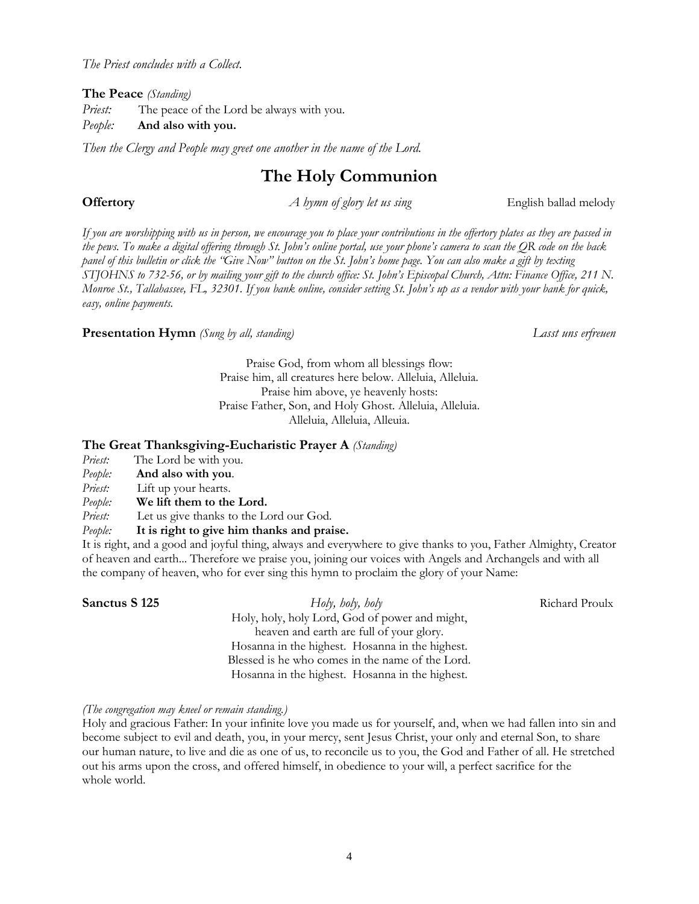*The Priest concludes with a Collect.*

**The Peace** *(Standing)*

*Priest:* The peace of the Lord be always with you.
*People:* **And also with you.**

*Then the Clergy and People may greet one another in the name of the Lord.*

# The Holy Communion

**Offertory** *A hymn of glory let us sing* English ballad melody

*If you are worshipping with us in person, we encourage you to place your contributions in the offertory plates as they are passed in the pews. To make a digital offering through St. John's online portal, use your phone's camera to scan the QR code on the back panel of this bulletin or click the "Give Now" button on the St. John's home page. You can also make a gift by texting STJOHNS to 732-56, or by mailing your gift to the church office: St. John's Episcopal Church, Attn: Finance Office, 211 N. Monroe St., Tallahassee, FL, 32301. If you bank online, consider setting St. John's up as a vendor with your bank for quick, easy, online payments.*

**Presentation Hymn** *(Sung by all, standing)* *Lasst uns erfreuen*

Praise God, from whom all blessings flow:
Praise him, all creatures here below. Alleluia, Alleluia.
Praise him above, ye heavenly hosts:
Praise Father, Son, and Holy Ghost. Alleluia, Alleluia.
Alleluia, Alleluia, Alleua.

**The Great Thanksgiving-Eucharistic Prayer A** *(Standing)*

*Priest:* The Lord be with you.
*People:* **And also with you**.
*Priest:* Lift up your hearts.
*People:* **We lift them to the Lord.**
*Priest:* Let us give thanks to the Lord our God.
*People:* **It is right to give him thanks and praise.**

It is right, and a good and joyful thing, always and everywhere to give thanks to you, Father Almighty, Creator of heaven and earth... Therefore we praise you, joining our voices with Angels and Archangels and with all the company of heaven, who for ever sing this hymn to proclaim the glory of your Name:

**Sanctus S 125** *Holy, holy, holy* Richard Proulx

Holy, holy, holy Lord, God of power and might,
heaven and earth are full of your glory.
Hosanna in the highest. Hosanna in the highest.
Blessed is he who comes in the name of the Lord.
Hosanna in the highest. Hosanna in the highest.

*(The congregation may kneel or remain standing.)*

Holy and gracious Father: In your infinite love you made us for yourself, and, when we had fallen into sin and become subject to evil and death, you, in your mercy, sent Jesus Christ, your only and eternal Son, to share our human nature, to live and die as one of us, to reconcile us to you, the God and Father of all. He stretched out his arms upon the cross, and offered himself, in obedience to your will, a perfect sacrifice for the whole world.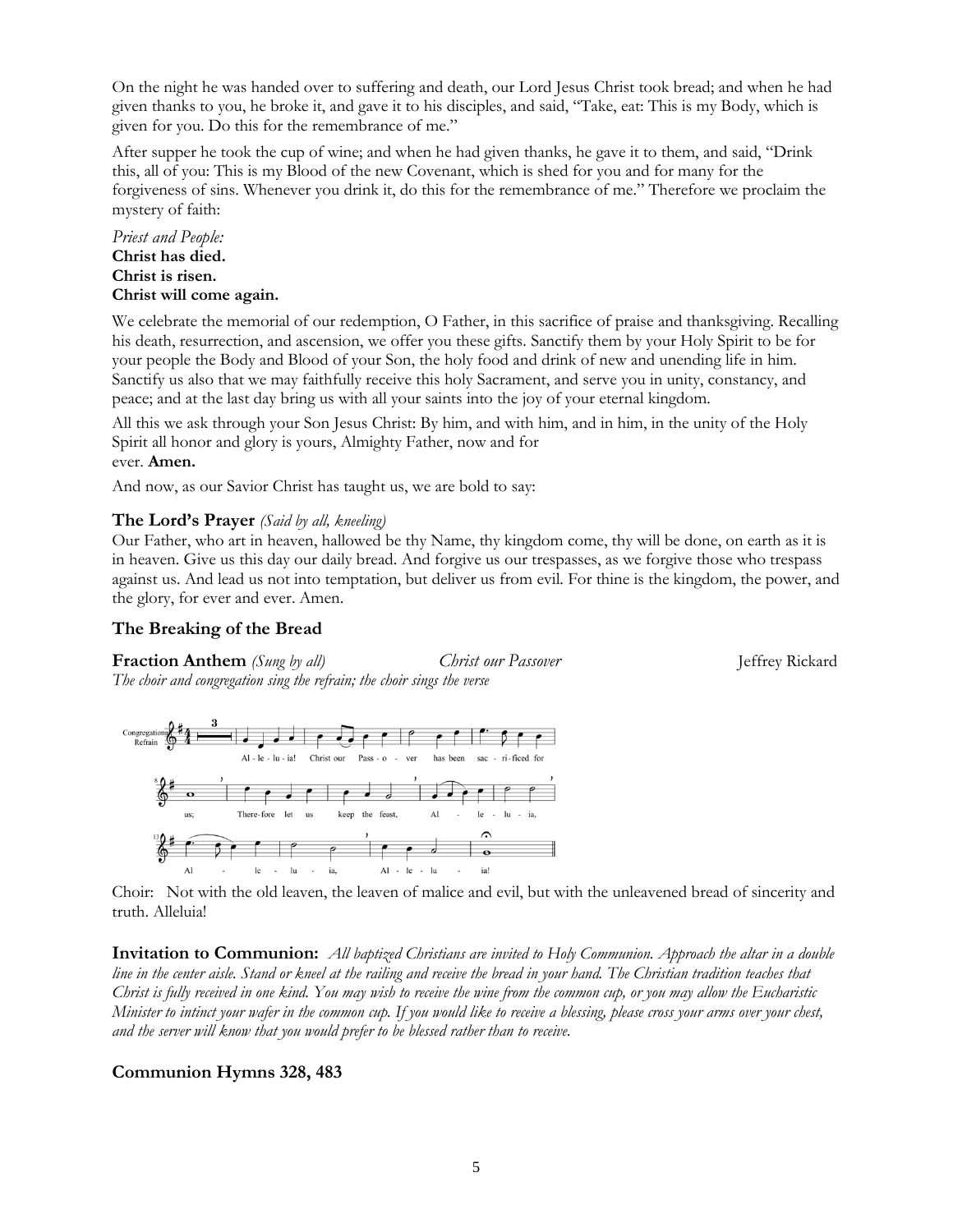On the night he was handed over to suffering and death, our Lord Jesus Christ took bread; and when he had given thanks to you, he broke it, and gave it to his disciples, and said, "Take, eat: This is my Body, which is given for you. Do this for the remembrance of me."

After supper he took the cup of wine; and when he had given thanks, he gave it to them, and said, "Drink this, all of you: This is my Blood of the new Covenant, which is shed for you and for many for the forgiveness of sins. Whenever you drink it, do this for the remembrance of me." Therefore we proclaim the mystery of faith:

*Priest and People:*
**Christ has died.**
**Christ is risen.**
**Christ will come again.**

We celebrate the memorial of our redemption, O Father, in this sacrifice of praise and thanksgiving. Recalling his death, resurrection, and ascension, we offer you these gifts. Sanctify them by your Holy Spirit to be for your people the Body and Blood of your Son, the holy food and drink of new and unending life in him. Sanctify us also that we may faithfully receive this holy Sacrament, and serve you in unity, constancy, and peace; and at the last day bring us with all your saints into the joy of your eternal kingdom.

All this we ask through your Son Jesus Christ: By him, and with him, and in him, in the unity of the Holy Spirit all honor and glory is yours, Almighty Father, now and for ever. **Amen.**

And now, as our Savior Christ has taught us, we are bold to say:

### The Lord's Prayer *(Said by all, kneeling)*

Our Father, who art in heaven, hallowed be thy Name, thy kingdom come, thy will be done, on earth as it is in heaven. Give us this day our daily bread. And forgive us our trespasses, as we forgive those who trespass against us. And lead us not into temptation, but deliver us from evil. For thine is the kingdom, the power, and the glory, for ever and ever. Amen.

### The Breaking of the Bread

**Fraction Anthem** *(Sung by all)* *Christ our Passover* Jeffrey Rickard

*The choir and congregation sing the refrain; the choir sings the verse*

Congregation Refrain: Alleluia! Christ our Passover has been sacrificed for us; Therefore let us keep the feast, Alleluia, Alleluia, Alleluia!

Choir: Not with the old leaven, the leaven of malice and evil, but with the unleavened bread of sincerity and truth. Alleluia!

**Invitation to Communion:** *All baptized Christians are invited to Holy Communion. Approach the altar in a double line in the center aisle. Stand or kneel at the railing and receive the bread in your hand. The Christian tradition teaches that Christ is fully received in one kind. You may wish to receive the wine from the common cup, or you may allow the Eucharistic Minister to intinct your wafer in the common cup. If you would like to receive a blessing, please cross your arms over your chest, and the server will know that you would prefer to be blessed rather than to receive.*

### Communion Hymns 328, 483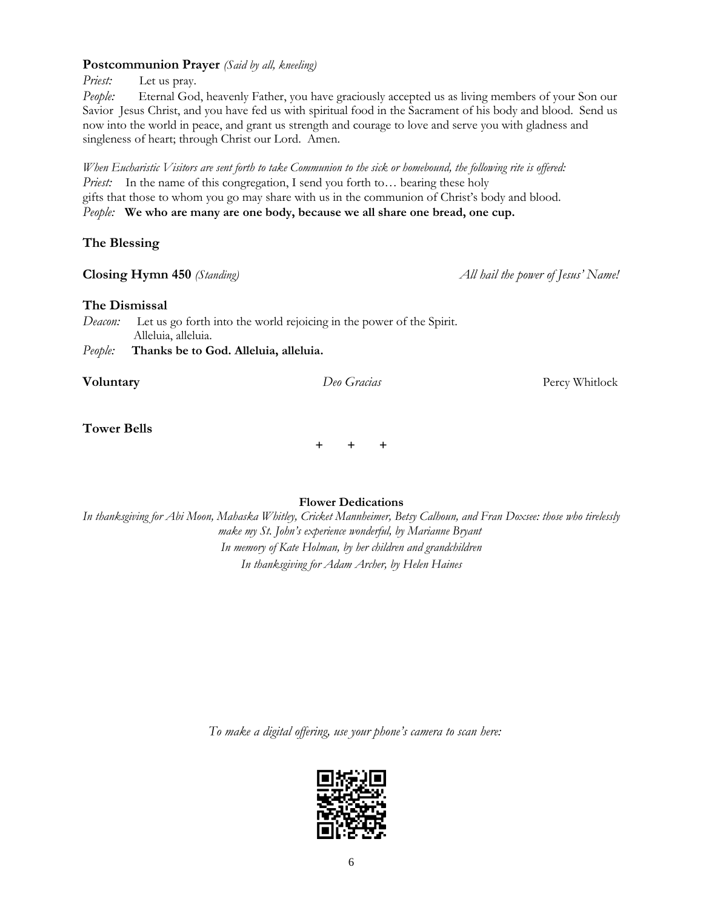**Postcommunion Prayer** *(Said by all, kneeling)*

*Priest:* Let us pray.

*People:* Eternal God, heavenly Father, you have graciously accepted us as living members of your Son our Savior Jesus Christ, and you have fed us with spiritual food in the Sacrament of his body and blood. Send us now into the world in peace, and grant us strength and courage to love and serve you with gladness and singleness of heart; through Christ our Lord. Amen.

*When Eucharistic Visitors are sent forth to take Communion to the sick or homebound, the following rite is offered:*

*Priest:* In the name of this congregation, I send you forth to… bearing these holy gifts that those to whom you go may share with us in the communion of Christ's body and blood.

*People:* **We who are many are one body, because we all share one bread, one cup.**

**The Blessing**

**Closing Hymn 450** *(Standing)* *All hail the power of Jesus' Name!*

**The Dismissal**

*Deacon:* Let us go forth into the world rejoicing in the power of the Spirit. Alleluia, alleluia.

*People:* **Thanks be to God. Alleluia, alleluia.**

**Voluntary** *Deo Gracias* Percy Whitlock

**Tower Bells**

\+ + +

**Flower Dedications**

*In thanksgiving for Abi Moon, Mahaska Whitley, Cricket Mannheimer, Betsy Calhoun, and Fran Doxsee: those who tirelessly make my St. John's experience wonderful, by Marianne Bryant*

*In memory of Kate Holman, by her children and grandchildren*

*In thanksgiving for Adam Archer, by Helen Haines*

*To make a digital offering, use your phone's camera to scan here:*